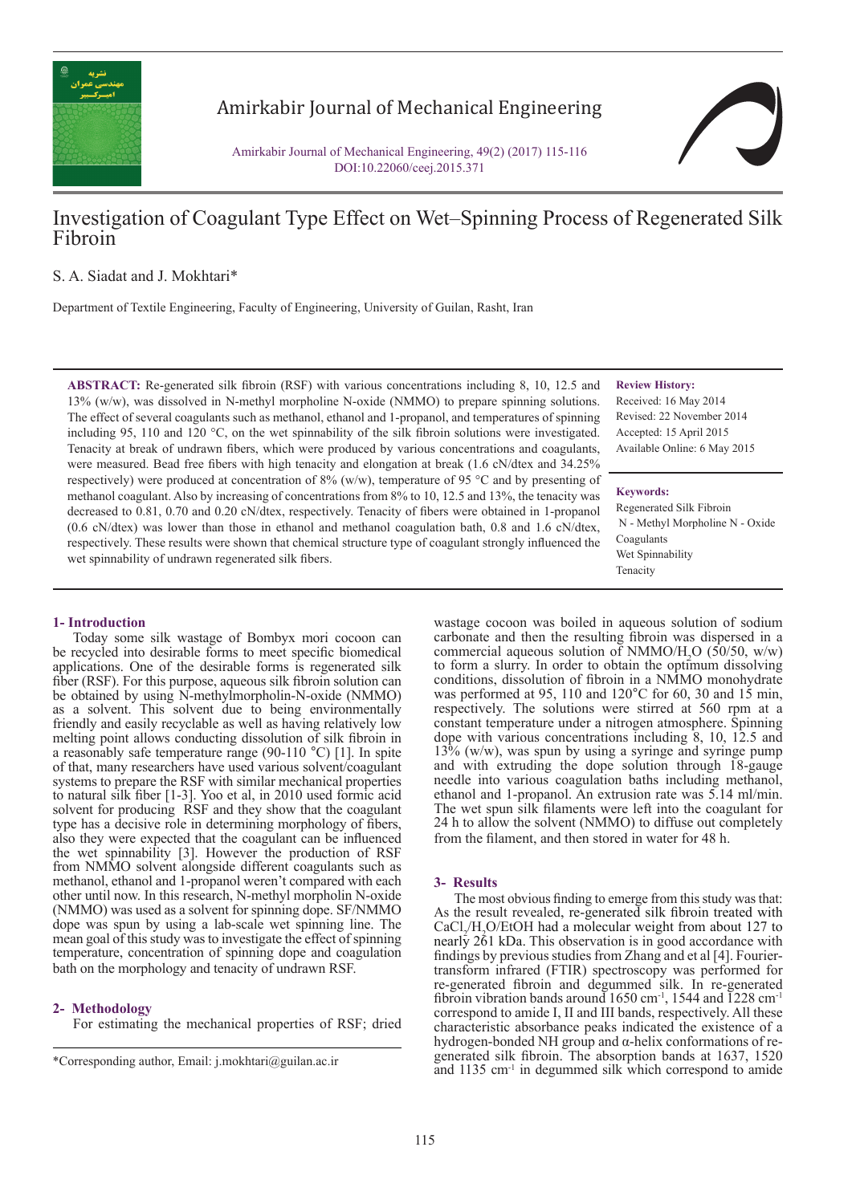# Investigation of Coagulant Type Effect on Wet–Spinning Process of Regenerated Silk Fibroin

S. A. Siadat and J. Mokhtari*

Department of Textile Engineering, Faculty of Engineering, University of Guilan, Rasht, Iran

**ABSTRACT:** Re-generated silk fibroin (RSF) with various concentrations including 8, 10, 12.5 and 13% (w/w), was dissolved in N-methyl morpholine N-oxide (NMMO) to prepare spinning solutions. The effect of several coagulants such as methanol, ethanol and 1-propanol, and temperatures of spinning including 95, 110 and 120 °C, on the wet spinnability of the silk fibroin solutions were investigated. Tenacity at break of undrawn fibers, which were produced by various concentrations and coagulants, were measured. Bead free fibers with high tenacity and elongation at break (1.6 cN/dtex and 34.25% respectively) were produced at concentration of 8% (w/w), temperature of 95 °C and by presenting of methanol coagulant. Also by increasing of concentrations from 8% to 10, 12.5 and 13%, the tenacity was decreased to 0.81, 0.70 and 0.20 cN/dtex, respectively. Tenacity of fibers were obtained in 1-propanol (0.6 cN/dtex) was lower than those in ethanol and methanol coagulation bath, 0.8 and 1.6 cN/dtex, respectively. These results were shown that chemical structure type of coagulant strongly influenced the wet spinnability of undrawn regenerated silk fibers.

**Review History:**

Received: 16 May 2014
Revised: 22 November 2014
Accepted: 15 April 2015
Available Online: 6 May 2015

**Keywords:**

Regenerated Silk Fibroin
N - Methyl Morpholine N - Oxide
Coagulants
Wet Spinnability
Tenacity

## 1- Introduction

Today some silk wastage of Bombyx mori cocoon can be recycled into desirable forms to meet specific biomedical applications. One of the desirable forms is regenerated silk fiber (RSF). For this purpose, aqueous silk fibroin solution can be obtained by using N-methylmorpholin-N-oxide (NMMO) as a solvent. This solvent due to being environmentally friendly and easily recyclable as well as having relatively low melting point allows conducting dissolution of silk fibroin in a reasonably safe temperature range (90-110 °C) [1]. In spite of that, many researchers have used various solvent/coagulant systems to prepare the RSF with similar mechanical properties to natural silk fiber [1-3]. Yoo et al, in 2010 used formic acid solvent for producing RSF and they show that the coagulant type has a decisive role in determining morphology of fibers, also they were expected that the coagulant can be influenced the wet spinnability [3]. However the production of RSF from NMMO solvent alongside different coagulants such as methanol, ethanol and 1-propanol weren't compared with each other until now. In this research, N-methyl morpholine N-oxide (NMMO) was used as a solvent for spinning dope. SF/NMMO dope was spun by using a lab-scale wet spinning line. The mean goal of this study was to investigate the effect of spinning temperature, concentration of spinning dope and coagulation bath on the morphology and tenacity of undrawn RSF.

## 2- Methodology

For estimating the mechanical properties of RSF; dried wastage cocoon was boiled in aqueous solution of sodium carbonate and then the resulting fibroin was dispersed in a commercial aqueous solution of NMMO/$H_2O$ (50/50, w/w) to form a slurry. In order to obtain the optimum dissolving conditions, dissolution of fibroin in a NMMO monohydrate was performed at 95, 110 and 120°C for 60, 30 and 15 min, respectively. The solutions were stirred at 560 rpm at a constant temperature under a nitrogen atmosphere. Spinning dope with various concentrations including 8, 10, 12.5 and 13% (w/w), was spun by using a syringe and syringe pump and with extruding the dope solution through 18-gauge needle into various coagulation baths including methanol, ethanol and 1-propanol. An extrusion rate was 5.14 ml/min. The wet spun silk filaments were left into the coagulant for 24 h to allow the solvent (NMMO) to diffuse out completely from the filament, and then stored in water for 48 h.

## 3- Results

The most obvious finding to emerge from this study was that: As the result revealed, re-generated silk fibroin treated with $CaCl_2$/$H_2O$/EtOH had a molecular weight from about 127 to nearly 261 kDa. This observation is in good accordance with findings by previous studies from Zhang and et al [4]. Fourier-transform infrared (FTIR) spectroscopy was performed for re-generated fibroin and degummed silk. In re-generated fibroin vibration bands around 1650 $cm^{-1}$, 1544 and 1228 $cm^{-1}$ correspond to amide I, II and III bands, respectively. All these characteristic absorbance peaks indicated the existence of a hydrogen-bonded NH group and α-helix conformations of re-generated silk fibroin. The absorption bands at 1637, 1520 and 1135 $cm^{-1}$ in degummed silk which correspond to amide

*Corresponding author, Email: j.mokhtari@guilan.ac.ir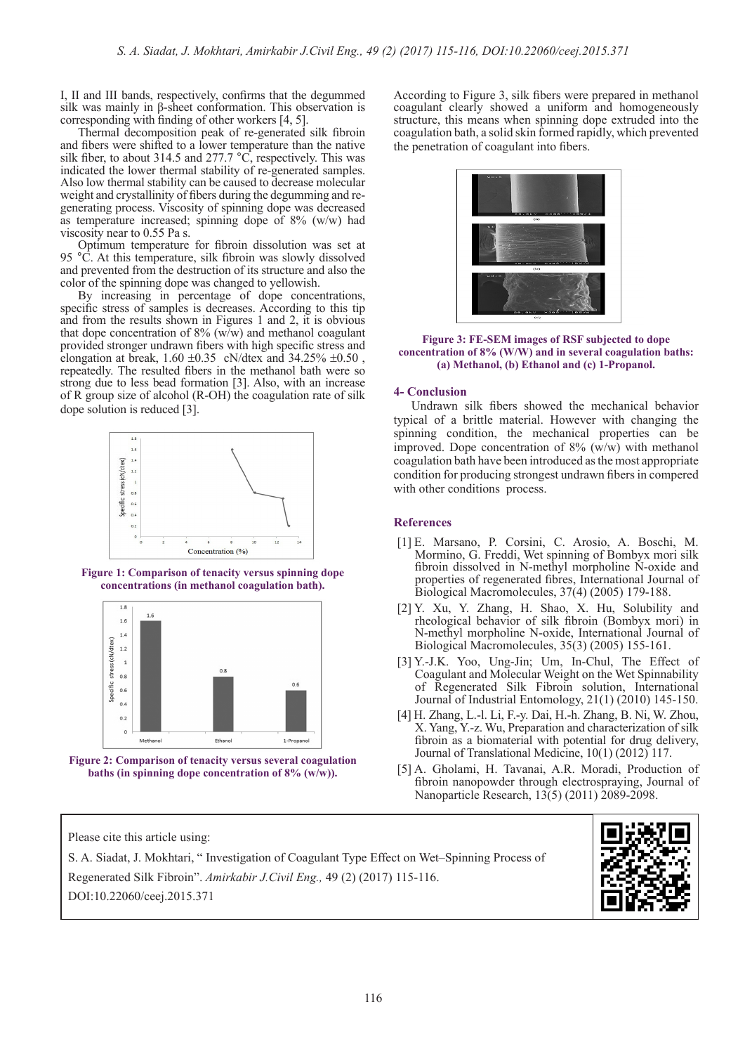I, II and III bands, respectively, confirms that the degummed silk was mainly in β-sheet conformation. This observation is corresponding with finding of other workers [4, 5].

Thermal decomposition peak of re-generated silk fibroin and fibers were shifted to a lower temperature than the native silk fiber, to about 314.5 and 277.7 °C, respectively. This was indicated the lower thermal stability of re-generated samples. Also low thermal stability can be caused to decrease molecular weight and crystallinity of fibers during the degumming and re-generating process. Viscosity of spinning dope was decreased as temperature increased; spinning dope of 8% (w/w) had viscosity near to 0.55 Pa s.

Optimum temperature for fibroin dissolution was set at 95 °C. At this temperature, silk fibroin was slowly dissolved and prevented from the destruction of its structure and also the color of the spinning dope was changed to yellowish.

By increasing in percentage of dope concentrations, specific stress of samples is decreases. According to this tip and from the results shown in Figures 1 and 2, it is obvious that dope concentration of 8% (w/w) and methanol coagulant provided stronger undrawn fibers with high specific stress and elongation at break, 1.60 ±0.35 cN/dtex and 34.25% ±0.50 , repeatedly. The resulted fibers in the methanol bath were so strong due to less bead formation [3]. Also, with an increase of R group size of alcohol (R-OH) the coagulation rate of silk dope solution is reduced [3].

Specific stress (cN/dtex)
1.8
1.6
1.4
1.2
1
0.8
0.6
0.4
0.2
0
0 2 4 6 8 10 12 14
Concentration (%)

**Figure 1: Comparison of tenacity versus spinning dope concentrations (in methanol coagulation bath).**

Specific stress (cN/dtex)
1.8
1.6
1.4
1.2
1
0.8
0.6
0.4
0.2
0
1.6
0.8
0.6
Methanol Ethanol 1-Propanol

**Figure 2: Comparison of tenacity versus several coagulation baths (in spinning dope concentration of 8% (w/w)).**

According to Figure 3, silk fibers were prepared in methanol coagulant clearly showed a uniform and homogeneously structure, this means when spinning dope extruded into the coagulation bath, a solid skin formed rapidly, which prevented the penetration of coagulant into fibers.

(a)

(b)

(c)

**Figure 3: FE-SEM images of RSF subjected to dope concentration of 8% (W/W) and in several coagulation baths: (a) Methanol, (b) Ethanol and (c) 1-Propanol.**

## 4- Conclusion

Undrawn silk fibers showed the mechanical behavior typical of a brittle material. However with changing the spinning condition, the mechanical properties can be improved. Dope concentration of 8% (w/w) with methanol coagulation bath have been introduced as the most appropriate condition for producing strongest undrawn fibers in compered with other conditions process.

## References

[1] E. Marsano, P. Corsini, C. Arosio, A. Boschi, M. Mormino, G. Freddi, Wet spinning of Bombyx mori silk fibroin dissolved in N-methyl morpholine N-oxide and properties of regenerated fibres, International Journal of Biological Macromolecules, 37(4) (2005) 179-188.

[2] Y. Xu, Y. Zhang, H. Shao, X. Hu, Solubility and rheological behavior of silk fibroin (Bombyx mori) in N-methyl morpholine N-oxide, International Journal of Biological Macromolecules, 35(3) (2005) 155-161.

[3] Y.-J.K. Yoo, Ung-Jin; Um, In-Chul, The Effect of Coagulant and Molecular Weight on the Wet Spinnability of Regenerated Silk Fibroin solution, International Journal of Industrial Entomology, 21(1) (2010) 145-150.

[4] H. Zhang, L.-l. Li, F.-y. Dai, H.-h. Zhang, B. Ni, W. Zhou, X. Yang, Y.-z. Wu, Preparation and characterization of silk fibroin as a biomaterial with potential for drug delivery, Journal of Translational Medicine, 10(1) (2012) 117.

[5] A. Gholami, H. Tavanai, A.R. Moradi, Production of fibroin nanopowder through electrospraying, Journal of Nanoparticle Research, 13(5) (2011) 2089-2098.

Please cite this article using:

S. A. Siadat, J. Mokhtari, " Investigation of Coagulant Type Effect on Wet–Spinning Process of Regenerated Silk Fibroin". *Amirkabir J.Civil Eng.,* 49 (2) (2017) 115-116.

DOI:10.22060/ceej.2015.371